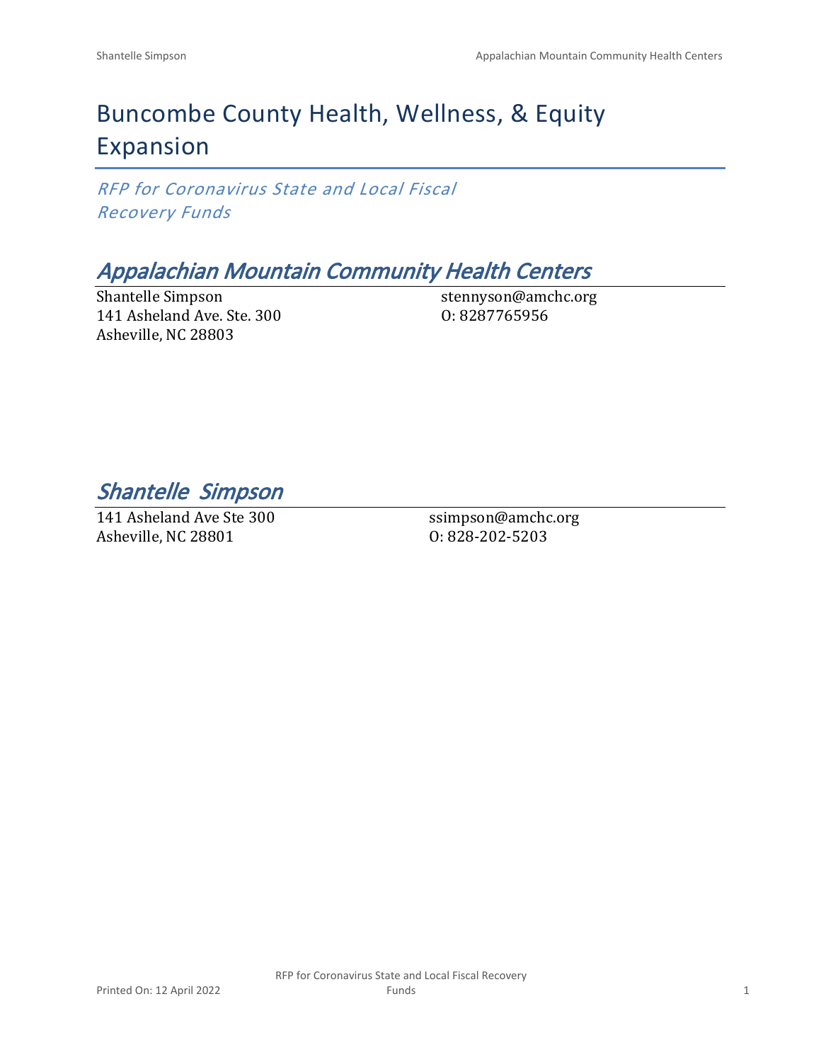# Buncombe County Health, Wellness, & Equity Expansion

*RFP for Coronavirus State and Local Fiscal Recovery Funds*

## *Appalachian Mountain Community Health Centers*

Shantelle Simpson
141 Asheland Ave. Ste. 300
Asheville, NC 28803

stennyson@amchc.org
O: 8287765956

## *Shantelle Simpson*

141 Asheland Ave Ste 300
Asheville, NC 28801

ssimpson@amchc.org
O: 828-202-5203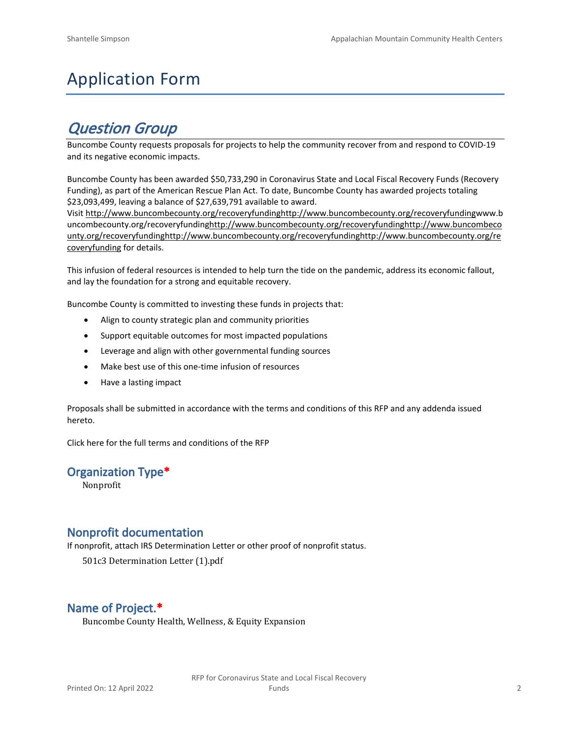# Application Form

## *Question Group*

Buncombe County requests proposals for projects to help the community recover from and respond to COVID-19 and its negative economic impacts.

Buncombe County has been awarded $50,733,290 in Coronavirus State and Local Fiscal Recovery Funds (Recovery Funding), as part of the American Rescue Plan Act. To date, Buncombe County has awarded projects totaling $23,093,499, leaving a balance of $27,639,791 available to award.
Visit http://www.buncombecounty.org/recoveryfundinghttp://www.buncombecounty.org/recoveryfundingwww.buncombecounty.org/recoveryfundinghttp://www.buncombecounty.org/recoveryfundinghttp://www.buncombecounty.org/recoveryfundinghttp://www.buncombecounty.org/recoveryfundinghttp://www.buncombecounty.org/recoveryfunding for details.

This infusion of federal resources is intended to help turn the tide on the pandemic, address its economic fallout, and lay the foundation for a strong and equitable recovery.

Buncombe County is committed to investing these funds in projects that:

- Align to county strategic plan and community priorities
- Support equitable outcomes for most impacted populations
- Leverage and align with other governmental funding sources
- Make best use of this one-time infusion of resources
- Have a lasting impact

Proposals shall be submitted in accordance with the terms and conditions of this RFP and any addenda issued hereto.

Click here for the full terms and conditions of the RFP

### Organization Type*

Nonprofit

### Nonprofit documentation

If nonprofit, attach IRS Determination Letter or other proof of nonprofit status.

501c3 Determination Letter (1).pdf

### Name of Project.*

Buncombe County Health, Wellness, & Equity Expansion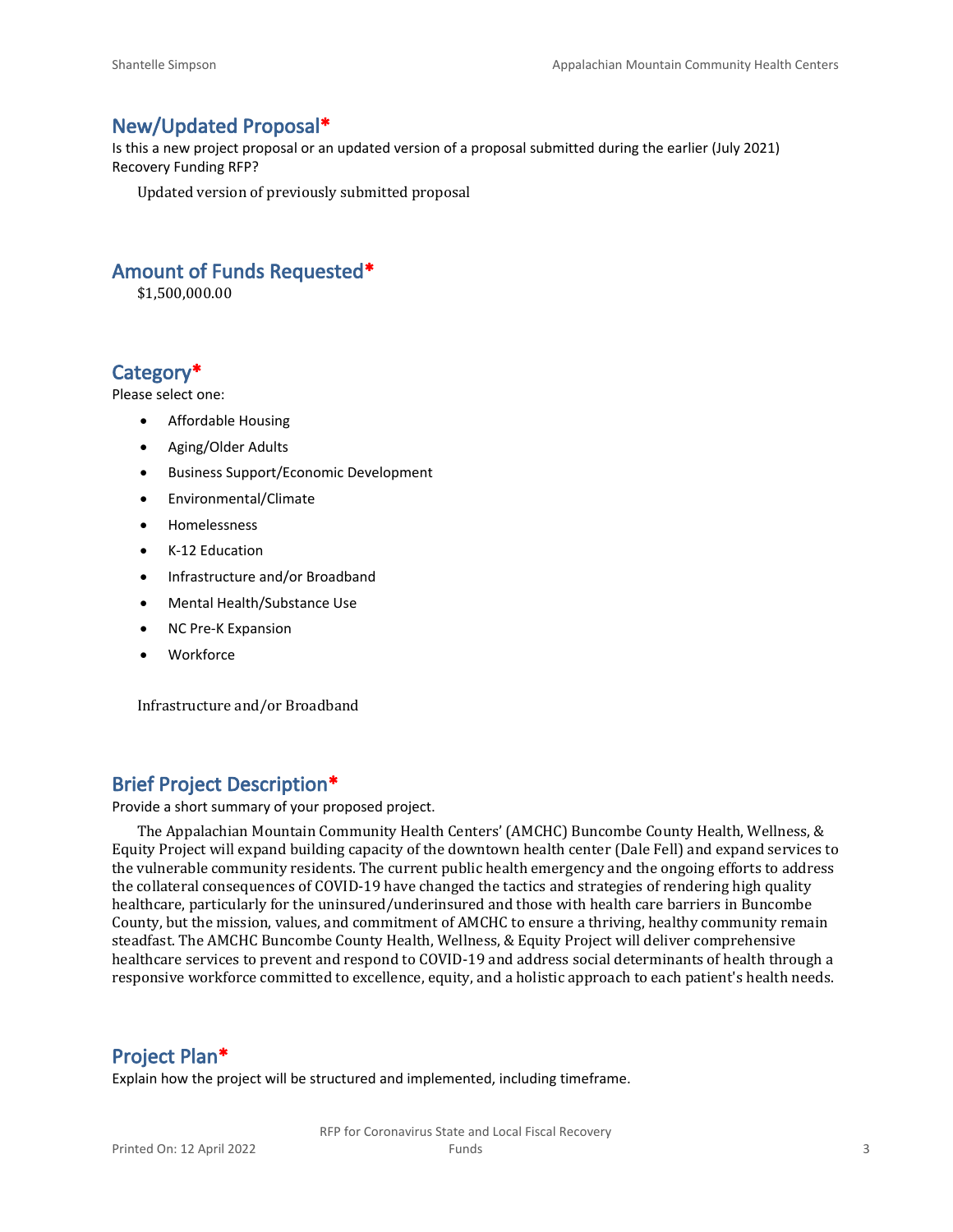## New/Updated Proposal*

Is this a new project proposal or an updated version of a proposal submitted during the earlier (July 2021) Recovery Funding RFP?

Updated version of previously submitted proposal

## Amount of Funds Requested*

$1,500,000.00

## Category*

Please select one:

- Affordable Housing
- Aging/Older Adults
- Business Support/Economic Development
- Environmental/Climate
- Homelessness
- K-12 Education
- Infrastructure and/or Broadband
- Mental Health/Substance Use
- NC Pre-K Expansion
- Workforce

Infrastructure and/or Broadband

## Brief Project Description*

Provide a short summary of your proposed project.

The Appalachian Mountain Community Health Centers' (AMCHC) Buncombe County Health, Wellness, & Equity Project will expand building capacity of the downtown health center (Dale Fell) and expand services to the vulnerable community residents. The current public health emergency and the ongoing efforts to address the collateral consequences of COVID-19 have changed the tactics and strategies of rendering high quality healthcare, particularly for the uninsured/underinsured and those with health care barriers in Buncombe County, but the mission, values, and commitment of AMCHC to ensure a thriving, healthy community remain steadfast. The AMCHC Buncombe County Health, Wellness, & Equity Project will deliver comprehensive healthcare services to prevent and respond to COVID-19 and address social determinants of health through a responsive workforce committed to excellence, equity, and a holistic approach to each patient's health needs.

## Project Plan*

Explain how the project will be structured and implemented, including timeframe.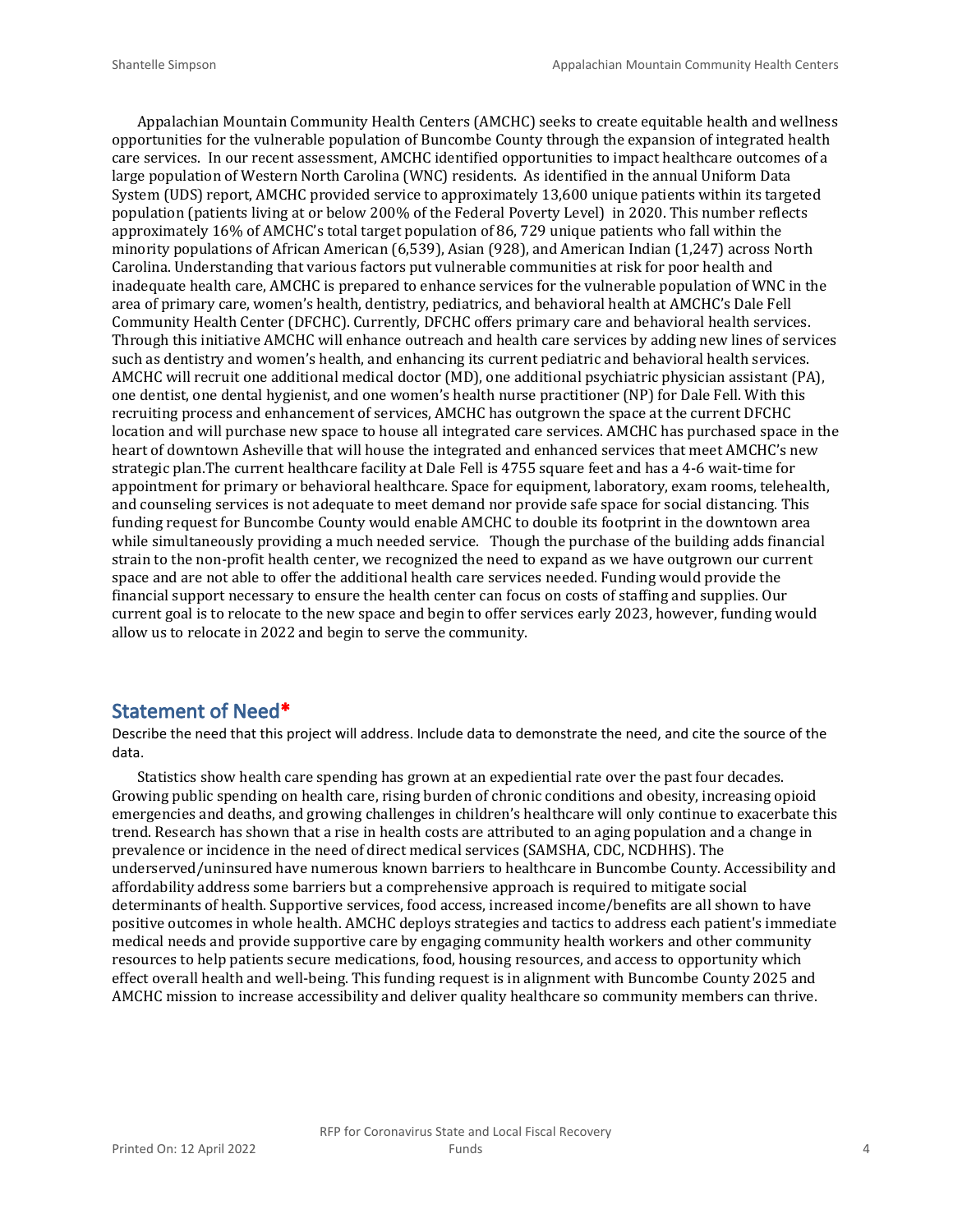Appalachian Mountain Community Health Centers (AMCHC) seeks to create equitable health and wellness opportunities for the vulnerable population of Buncombe County through the expansion of integrated health care services. In our recent assessment, AMCHC identified opportunities to impact healthcare outcomes of a large population of Western North Carolina (WNC) residents. As identified in the annual Uniform Data System (UDS) report, AMCHC provided service to approximately 13,600 unique patients within its targeted population (patients living at or below 200% of the Federal Poverty Level) in 2020. This number reflects approximately 16% of AMCHC's total target population of 86, 729 unique patients who fall within the minority populations of African American (6,539), Asian (928), and American Indian (1,247) across North Carolina. Understanding that various factors put vulnerable communities at risk for poor health and inadequate health care, AMCHC is prepared to enhance services for the vulnerable population of WNC in the area of primary care, women's health, dentistry, pediatrics, and behavioral health at AMCHC's Dale Fell Community Health Center (DFCHC). Currently, DFCHC offers primary care and behavioral health services. Through this initiative AMCHC will enhance outreach and health care services by adding new lines of services such as dentistry and women's health, and enhancing its current pediatric and behavioral health services. AMCHC will recruit one additional medical doctor (MD), one additional psychiatric physician assistant (PA), one dentist, one dental hygienist, and one women's health nurse practitioner (NP) for Dale Fell. With this recruiting process and enhancement of services, AMCHC has outgrown the space at the current DFCHC location and will purchase new space to house all integrated care services. AMCHC has purchased space in the heart of downtown Asheville that will house the integrated and enhanced services that meet AMCHC's new strategic plan.The current healthcare facility at Dale Fell is 4755 square feet and has a 4-6 wait-time for appointment for primary or behavioral healthcare. Space for equipment, laboratory, exam rooms, telehealth, and counseling services is not adequate to meet demand nor provide safe space for social distancing. This funding request for Buncombe County would enable AMCHC to double its footprint in the downtown area while simultaneously providing a much needed service. Though the purchase of the building adds financial strain to the non-profit health center, we recognized the need to expand as we have outgrown our current space and are not able to offer the additional health care services needed. Funding would provide the financial support necessary to ensure the health center can focus on costs of staffing and supplies. Our current goal is to relocate to the new space and begin to offer services early 2023, however, funding would allow us to relocate in 2022 and begin to serve the community.

## Statement of Need*

Describe the need that this project will address. Include data to demonstrate the need, and cite the source of the data.

Statistics show health care spending has grown at an expediential rate over the past four decades. Growing public spending on health care, rising burden of chronic conditions and obesity, increasing opioid emergencies and deaths, and growing challenges in children's healthcare will only continue to exacerbate this trend. Research has shown that a rise in health costs are attributed to an aging population and a change in prevalence or incidence in the need of direct medical services (SAMSHA, CDC, NCDHHS). The underserved/uninsured have numerous known barriers to healthcare in Buncombe County. Accessibility and affordability address some barriers but a comprehensive approach is required to mitigate social determinants of health. Supportive services, food access, increased income/benefits are all shown to have positive outcomes in whole health. AMCHC deploys strategies and tactics to address each patient's immediate medical needs and provide supportive care by engaging community health workers and other community resources to help patients secure medications, food, housing resources, and access to opportunity which effect overall health and well-being. This funding request is in alignment with Buncombe County 2025 and AMCHC mission to increase accessibility and deliver quality healthcare so community members can thrive.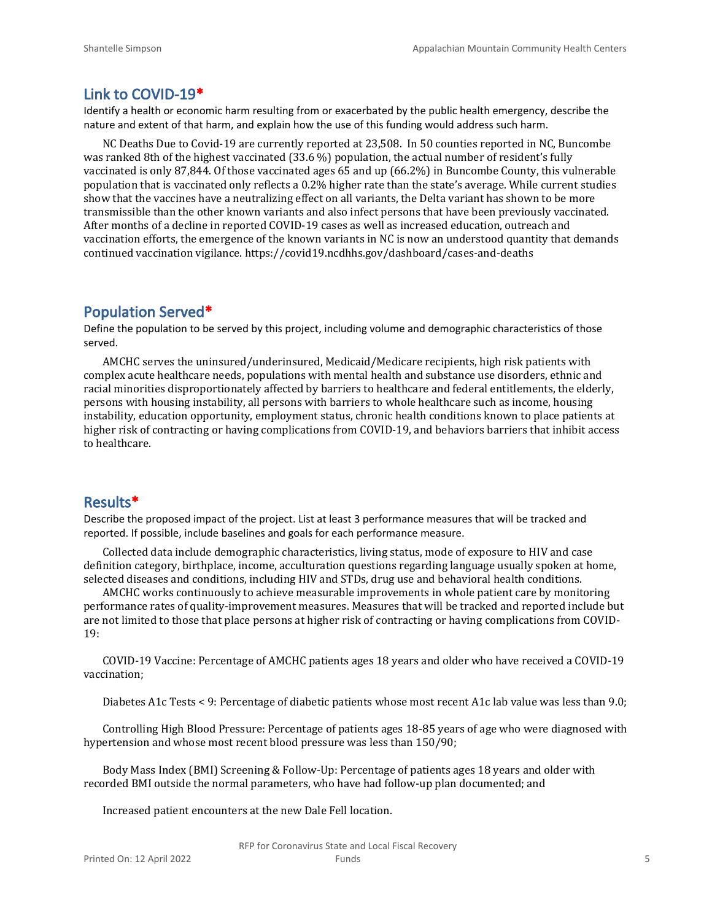## Link to COVID-19*

Identify a health or economic harm resulting from or exacerbated by the public health emergency, describe the nature and extent of that harm, and explain how the use of this funding would address such harm.

NC Deaths Due to Covid-19 are currently reported at 23,508. In 50 counties reported in NC, Buncombe was ranked 8th of the highest vaccinated (33.6 %) population, the actual number of resident's fully vaccinated is only 87,844. Of those vaccinated ages 65 and up (66.2%) in Buncombe County, this vulnerable population that is vaccinated only reflects a 0.2% higher rate than the state's average. While current studies show that the vaccines have a neutralizing effect on all variants, the Delta variant has shown to be more transmissible than the other known variants and also infect persons that have been previously vaccinated. After months of a decline in reported COVID-19 cases as well as increased education, outreach and vaccination efforts, the emergence of the known variants in NC is now an understood quantity that demands continued vaccination vigilance. https://covid19.ncdhhs.gov/dashboard/cases-and-deaths

## Population Served*

Define the population to be served by this project, including volume and demographic characteristics of those served.

AMCHC serves the uninsured/underinsured, Medicaid/Medicare recipients, high risk patients with complex acute healthcare needs, populations with mental health and substance use disorders, ethnic and racial minorities disproportionately affected by barriers to healthcare and federal entitlements, the elderly, persons with housing instability, all persons with barriers to whole healthcare such as income, housing instability, education opportunity, employment status, chronic health conditions known to place patients at higher risk of contracting or having complications from COVID-19, and behaviors barriers that inhibit access to healthcare.

## Results*

Describe the proposed impact of the project. List at least 3 performance measures that will be tracked and reported. If possible, include baselines and goals for each performance measure.

Collected data include demographic characteristics, living status, mode of exposure to HIV and case definition category, birthplace, income, acculturation questions regarding language usually spoken at home, selected diseases and conditions, including HIV and STDs, drug use and behavioral health conditions.

AMCHC works continuously to achieve measurable improvements in whole patient care by monitoring performance rates of quality-improvement measures. Measures that will be tracked and reported include but are not limited to those that place persons at higher risk of contracting or having complications from COVID-19:

COVID-19 Vaccine: Percentage of AMCHC patients ages 18 years and older who have received a COVID-19 vaccination;

Diabetes A1c Tests < 9: Percentage of diabetic patients whose most recent A1c lab value was less than 9.0;

Controlling High Blood Pressure: Percentage of patients ages 18-85 years of age who were diagnosed with hypertension and whose most recent blood pressure was less than 150/90;

Body Mass Index (BMI) Screening & Follow-Up: Percentage of patients ages 18 years and older with recorded BMI outside the normal parameters, who have had follow-up plan documented; and

Increased patient encounters at the new Dale Fell location.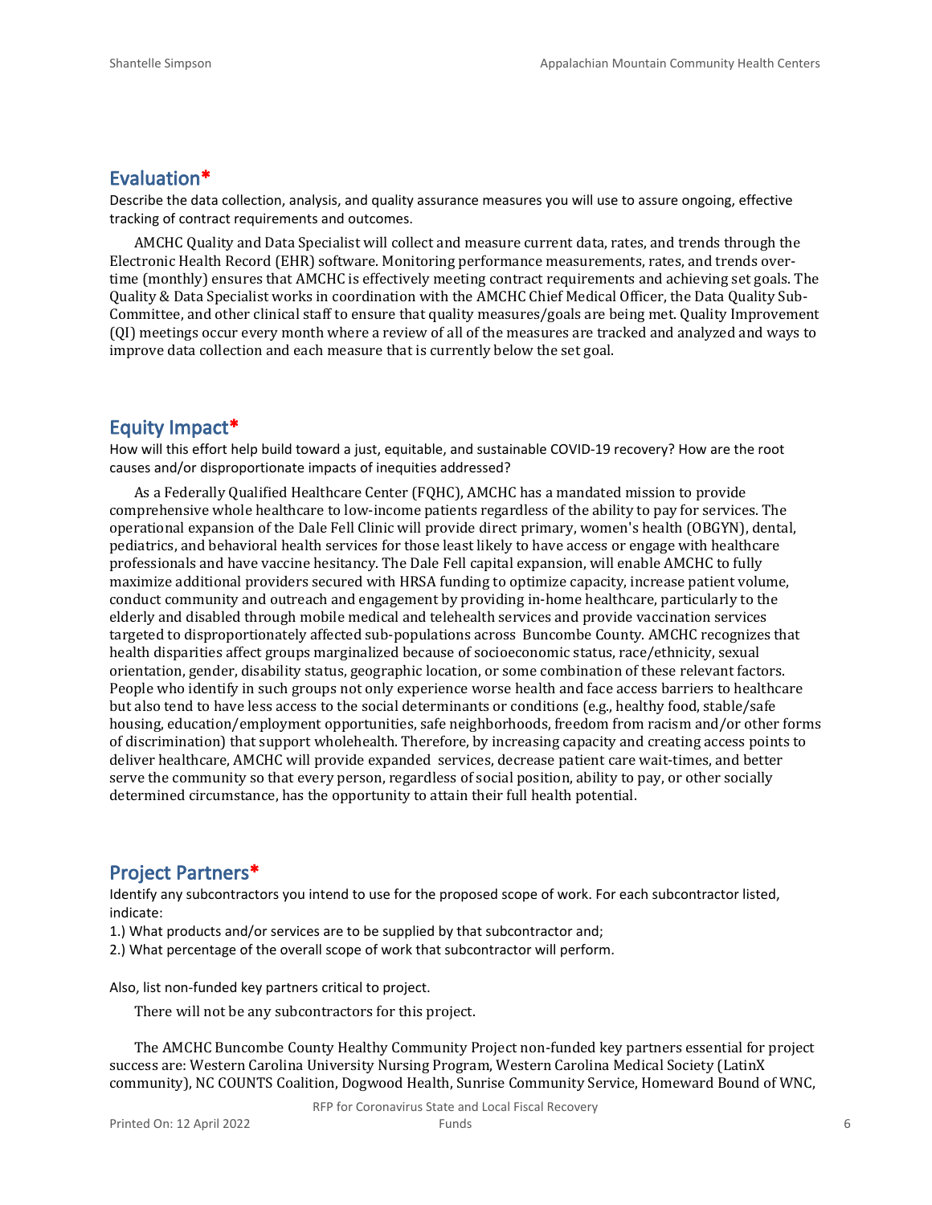## Evaluation*

Describe the data collection, analysis, and quality assurance measures you will use to assure ongoing, effective tracking of contract requirements and outcomes.

AMCHC Quality and Data Specialist will collect and measure current data, rates, and trends through the Electronic Health Record (EHR) software. Monitoring performance measurements, rates, and trends over-time (monthly) ensures that AMCHC is effectively meeting contract requirements and achieving set goals. The Quality & Data Specialist works in coordination with the AMCHC Chief Medical Officer, the Data Quality Sub-Committee, and other clinical staff to ensure that quality measures/goals are being met. Quality Improvement (QI) meetings occur every month where a review of all of the measures are tracked and analyzed and ways to improve data collection and each measure that is currently below the set goal.

## Equity Impact*

How will this effort help build toward a just, equitable, and sustainable COVID-19 recovery? How are the root causes and/or disproportionate impacts of inequities addressed?

As a Federally Qualified Healthcare Center (FQHC), AMCHC has a mandated mission to provide comprehensive whole healthcare to low-income patients regardless of the ability to pay for services. The operational expansion of the Dale Fell Clinic will provide direct primary, women's health (OBGYN), dental, pediatrics, and behavioral health services for those least likely to have access or engage with healthcare professionals and have vaccine hesitancy. The Dale Fell capital expansion, will enable AMCHC to fully maximize additional providers secured with HRSA funding to optimize capacity, increase patient volume, conduct community and outreach and engagement by providing in-home healthcare, particularly to the elderly and disabled through mobile medical and telehealth services and provide vaccination services targeted to disproportionately affected sub-populations across Buncombe County. AMCHC recognizes that health disparities affect groups marginalized because of socioeconomic status, race/ethnicity, sexual orientation, gender, disability status, geographic location, or some combination of these relevant factors. People who identify in such groups not only experience worse health and face access barriers to healthcare but also tend to have less access to the social determinants or conditions (e.g., healthy food, stable/safe housing, education/employment opportunities, safe neighborhoods, freedom from racism and/or other forms of discrimination) that support wholehealth. Therefore, by increasing capacity and creating access points to deliver healthcare, AMCHC will provide expanded services, decrease patient care wait-times, and better serve the community so that every person, regardless of social position, ability to pay, or other socially determined circumstance, has the opportunity to attain their full health potential.

## Project Partners*

Identify any subcontractors you intend to use for the proposed scope of work. For each subcontractor listed, indicate:

1.) What products and/or services are to be supplied by that subcontractor and;

2.) What percentage of the overall scope of work that subcontractor will perform.

Also, list non-funded key partners critical to project.

There will not be any subcontractors for this project.

The AMCHC Buncombe County Healthy Community Project non-funded key partners essential for project success are: Western Carolina University Nursing Program, Western Carolina Medical Society (LatinX community), NC COUNTS Coalition, Dogwood Health, Sunrise Community Service, Homeward Bound of WNC,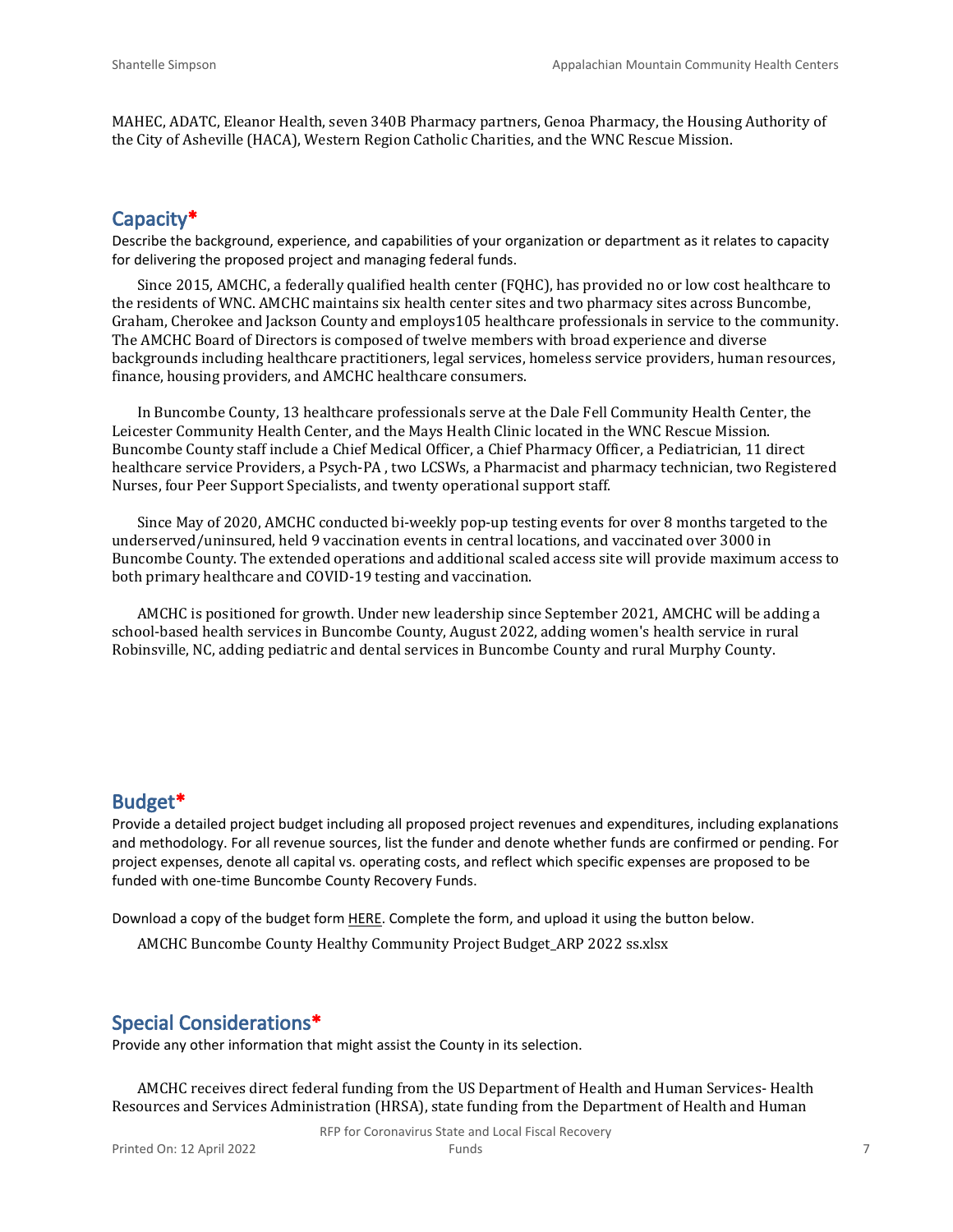MAHEC, ADATC, Eleanor Health, seven 340B Pharmacy partners, Genoa Pharmacy, the Housing Authority of the City of Asheville (HACA), Western Region Catholic Charities, and the WNC Rescue Mission.

## Capacity*

Describe the background, experience, and capabilities of your organization or department as it relates to capacity for delivering the proposed project and managing federal funds.

Since 2015, AMCHC, a federally qualified health center (FQHC), has provided no or low cost healthcare to the residents of WNC. AMCHC maintains six health center sites and two pharmacy sites across Buncombe, Graham, Cherokee and Jackson County and employs105 healthcare professionals in service to the community. The AMCHC Board of Directors is composed of twelve members with broad experience and diverse backgrounds including healthcare practitioners, legal services, homeless service providers, human resources, finance, housing providers, and AMCHC healthcare consumers.

In Buncombe County, 13 healthcare professionals serve at the Dale Fell Community Health Center, the Leicester Community Health Center, and the Mays Health Clinic located in the WNC Rescue Mission. Buncombe County staff include a Chief Medical Officer, a Chief Pharmacy Officer, a Pediatrician, 11 direct healthcare service Providers, a Psych-PA , two LCSWs, a Pharmacist and pharmacy technician, two Registered Nurses, four Peer Support Specialists, and twenty operational support staff.

Since May of 2020, AMCHC conducted bi-weekly pop-up testing events for over 8 months targeted to the underserved/uninsured, held 9 vaccination events in central locations, and vaccinated over 3000 in Buncombe County. The extended operations and additional scaled access site will provide maximum access to both primary healthcare and COVID-19 testing and vaccination.

AMCHC is positioned for growth. Under new leadership since September 2021, AMCHC will be adding a school-based health services in Buncombe County, August 2022, adding women's health service in rural Robinsville, NC, adding pediatric and dental services in Buncombe County and rural Murphy County.

## Budget*

Provide a detailed project budget including all proposed project revenues and expenditures, including explanations and methodology. For all revenue sources, list the funder and denote whether funds are confirmed or pending. For project expenses, denote all capital vs. operating costs, and reflect which specific expenses are proposed to be funded with one-time Buncombe County Recovery Funds.

Download a copy of the budget form HERE. Complete the form, and upload it using the button below.

AMCHC Buncombe County Healthy Community Project Budget_ARP 2022 ss.xlsx

## Special Considerations*

Provide any other information that might assist the County in its selection.

AMCHC receives direct federal funding from the US Department of Health and Human Services- Health Resources and Services Administration (HRSA), state funding from the Department of Health and Human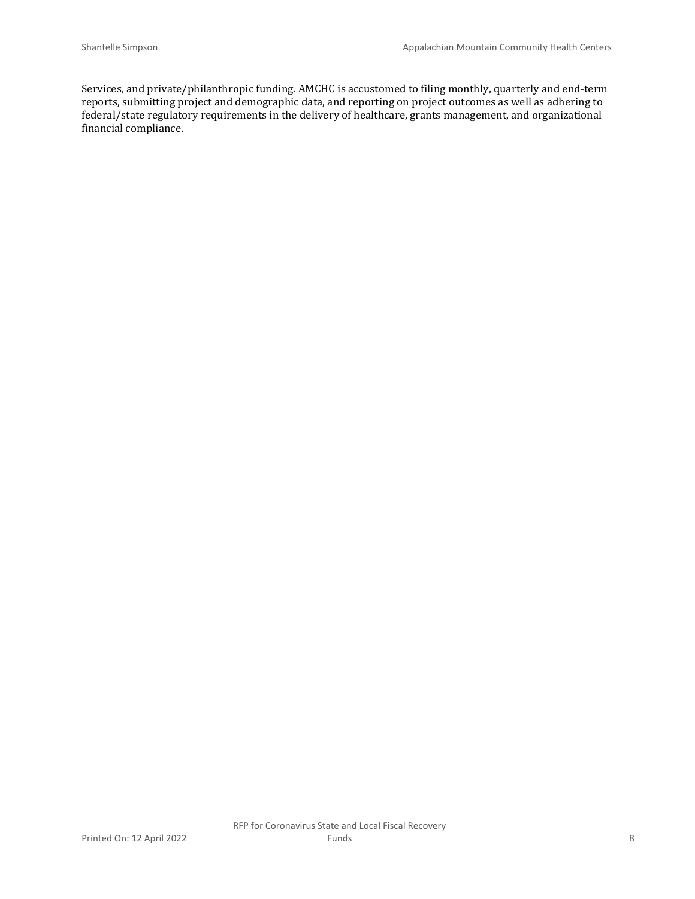Services, and private/philanthropic funding. AMCHC is accustomed to filing monthly, quarterly and end-term reports, submitting project and demographic data, and reporting on project outcomes as well as adhering to federal/state regulatory requirements in the delivery of healthcare, grants management, and organizational financial compliance.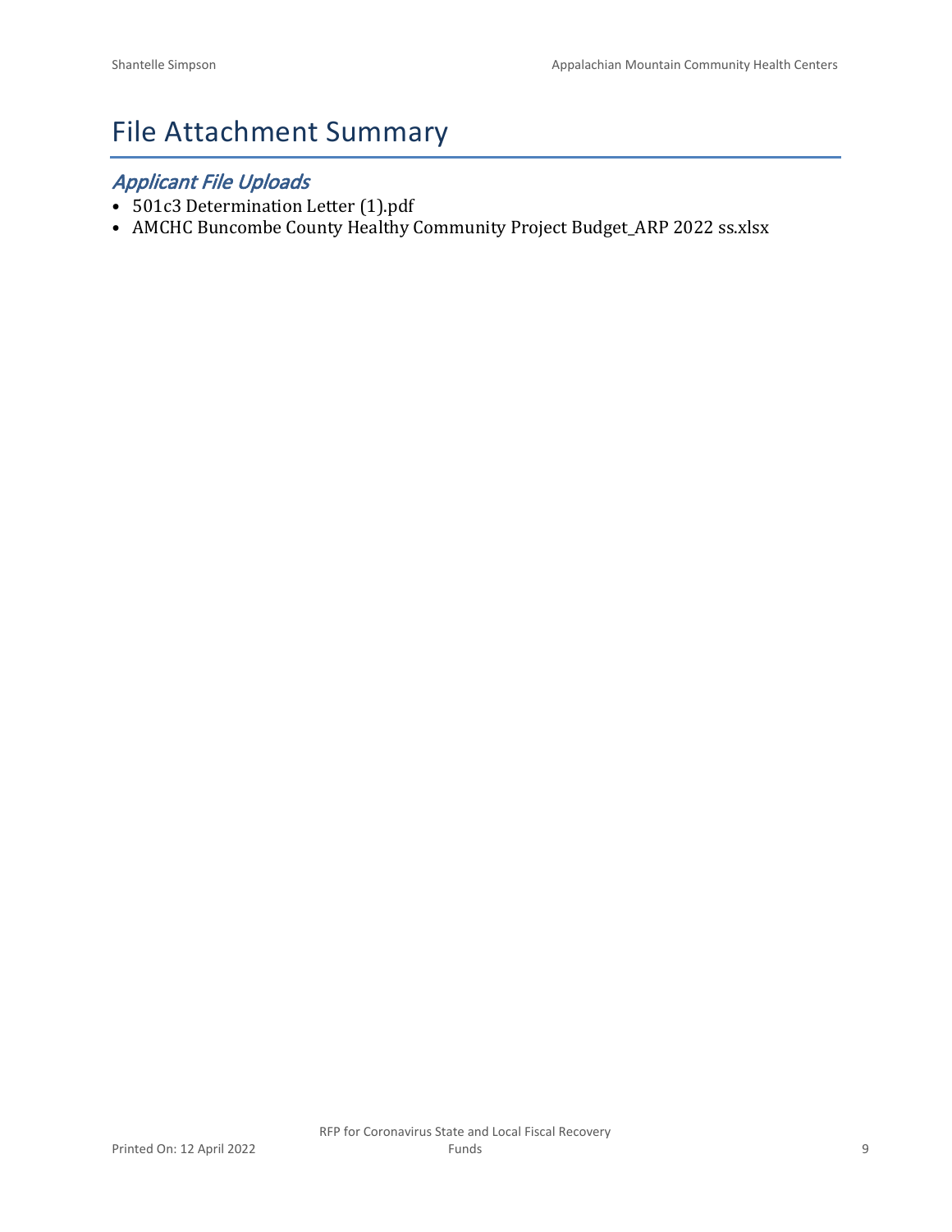# File Attachment Summary

## *Applicant File Uploads*

- 501c3 Determination Letter (1).pdf
- AMCHC Buncombe County Healthy Community Project Budget_ARP 2022 ss.xlsx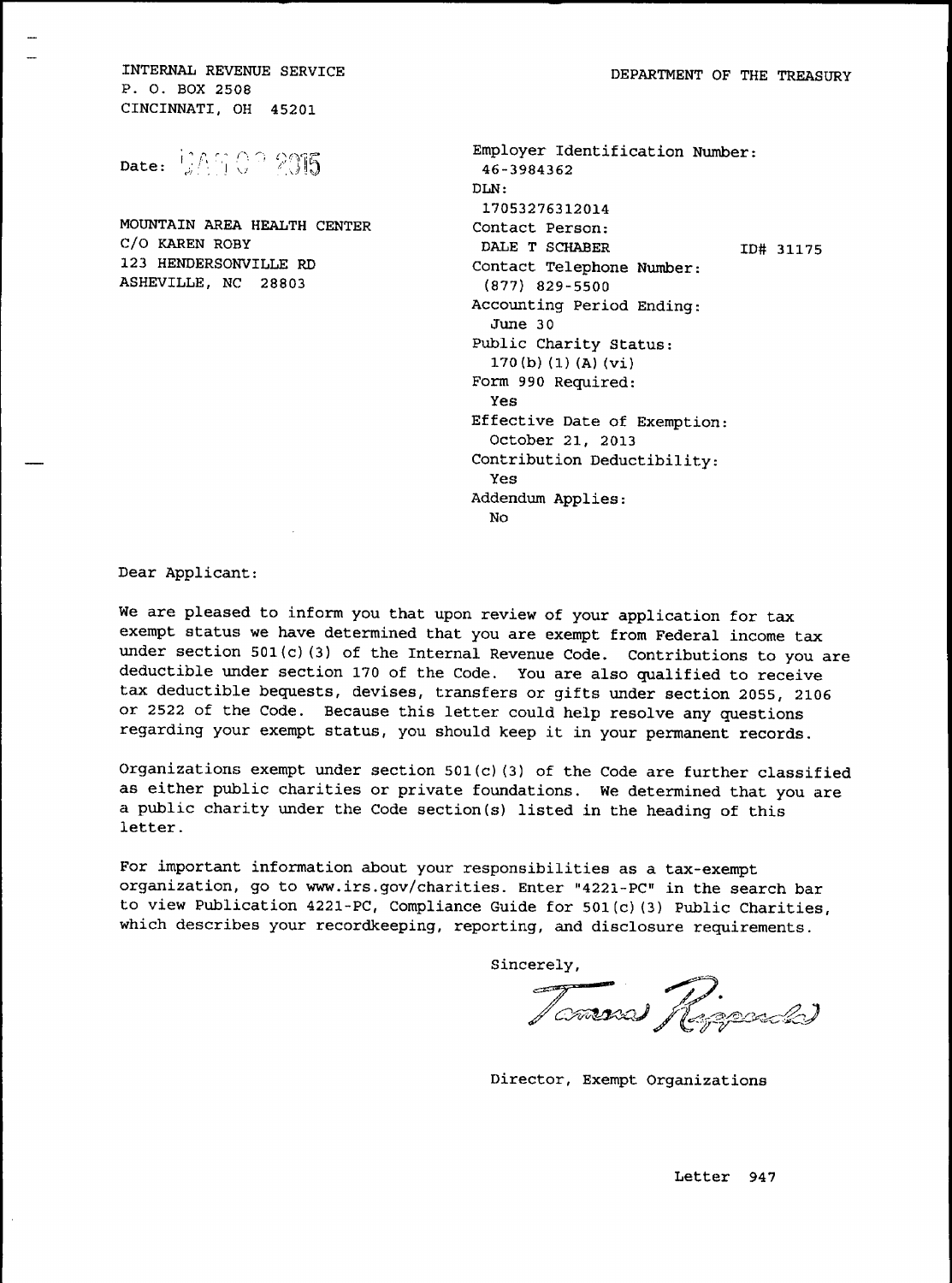INTERNAL REVENUE SERVICE
P. O. BOX 2508
CINCINNATI, OH 45201

DEPARTMENT OF THE TREASURY

Date: JAN 09 2015

MOUNTAIN AREA HEALTH CENTER
C/O KAREN ROBY
123 HENDERSONVILLE RD
ASHEVILLE, NC 28803

Employer Identification Number:
46-3984362
DLN:
17053276312014
Contact Person:
DALE T SCHABER ID# 31175
Contact Telephone Number:
(877) 829-5500
Accounting Period Ending:
June 30
Public Charity Status:
170(b)(1)(A)(vi)
Form 990 Required:
Yes
Effective Date of Exemption:
October 21, 2013
Contribution Deductibility:
Yes
Addendum Applies:
No

Dear Applicant:

We are pleased to inform you that upon review of your application for tax exempt status we have determined that you are exempt from Federal income tax under section 501(c)(3) of the Internal Revenue Code. Contributions to you are deductible under section 170 of the Code. You are also qualified to receive tax deductible bequests, devises, transfers or gifts under section 2055, 2106 or 2522 of the Code. Because this letter could help resolve any questions regarding your exempt status, you should keep it in your permanent records.

Organizations exempt under section 501(c)(3) of the Code are further classified as either public charities or private foundations. We determined that you are a public charity under the Code section(s) listed in the heading of this letter.

For important information about your responsibilities as a tax-exempt organization, go to www.irs.gov/charities. Enter "4221-PC" in the search bar to view Publication 4221-PC, Compliance Guide for 501(c)(3) Public Charities, which describes your recordkeeping, reporting, and disclosure requirements.

Sincerely,

Tamera Ripperda

Director, Exempt Organizations

Letter 947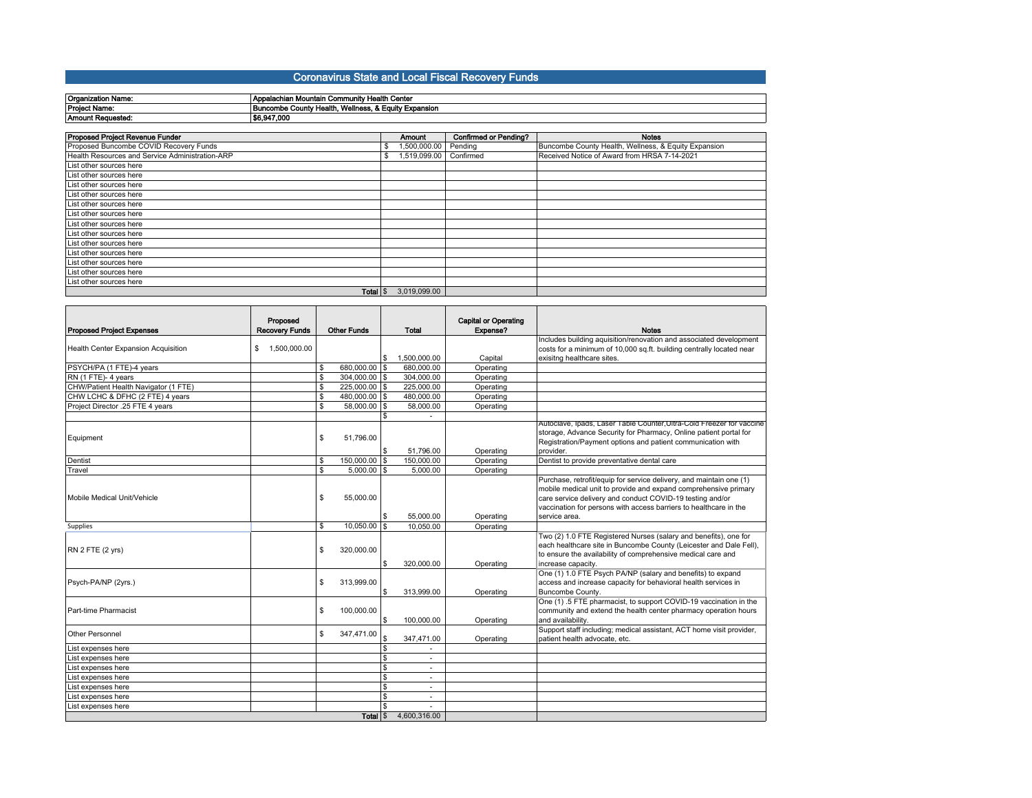# Coronavirus State and Local Fiscal Recovery Funds

| | |
|---|---|
| **Organization Name:** | **Appalachian Mountain Community Health Center** |
| **Project Name:** | **Buncombe County Health, Wellness, & Equity Expansion** |
| **Amount Requested:** | **$6,947,000** |

| Proposed Project Revenue Funder | Amount | Confirmed or Pending? | Notes |
|---|---|---|---|
| Proposed Buncombe COVID Recovery Funds | $ 1,500,000.00 | Pending | Buncombe County Health, Wellness, & Equity Expansion |
| Health Resources and Service Administration-ARP | $ 1,519,099.00 | Confirmed | Received Notice of Award from HRSA 7-14-2021 |
| List other sources here | | | |
| List other sources here | | | |
| List other sources here | | | |
| List other sources here | | | |
| List other sources here | | | |
| List other sources here | | | |
| List other sources here | | | |
| List other sources here | | | |
| List other sources here | | | |
| List other sources here | | | |
| List other sources here | | | |
| List other sources here | | | |
| List other sources here | | | |
| **Total** | $ 3,019,099.00 | | |

| Proposed Project Expenses | Proposed Recovery Funds | Other Funds | Total | Capital or Operating Expense? | Notes |
|---|---|---|---|---|---|
| Health Center Expansion Acquisition | $ 1,500,000.00 | | $ 1,500,000.00 | Capital | Includes building aquisition/renovation and associated development costs for a minimum of 10,000 sq.ft. building centrally located near exisitng healthcare sites. |
| PSYCH/PA (1 FTE)-4 years | | $ 680,000.00 | $ 680,000.00 | Operating | |
| RN (1 FTE)- 4 years | | $ 304,000.00 | $ 304,000.00 | Operating | |
| CHW/Patient Health Navigator (1 FTE) | | $ 225,000.00 | $ 225,000.00 | Operating | |
| CHW LCHC & DFHC (2 FTE) 4 years | | $ 480,000.00 | $ 480,000.00 | Operating | |
| Project Director .25 FTE 4 years | | $ 58,000.00 | $ 58,000.00 | Operating | |
| | | | $ - | | |
| Equipment | | $ 51,796.00 | $ 51,796.00 | Operating | Autoclave, Ipads, Laser Table Counter,Ultra-Cold Freezer for vaccine storage, Advance Security for Pharmacy, Online patient portal for Registration/Payment options and patient communication with provider. |
| Dentist | | $ 150,000.00 | $ 150,000.00 | Operating | Dentist to provide preventative dental care |
| Travel | | $ 5,000.00 | $ 5,000.00 | Operating | |
| Mobile Medical Unit/Vehicle | | $ 55,000.00 | $ 55,000.00 | Operating | Purchase, retrofit/equip for service delivery, and maintain one (1) mobile medical unit to provide and expand comprehensive primary care service delivery and conduct COVID-19 testing and/or vaccination for persons with access barriers to healthcare in the service area. |
| Supplies | | $ 10,050.00 | $ 10,050.00 | Operating | |
| RN 2 FTE (2 yrs) | | $ 320,000.00 | $ 320,000.00 | Operating | Two (2) 1.0 FTE Registered Nurses (salary and benefits), one for each healthcare site in Buncombe County (Leicester and Dale Fell), to ensure the availability of comprehensive medical care and increase capacity. |
| Psych-PA/NP (2yrs.) | | $ 313,999.00 | $ 313,999.00 | Operating | One (1) 1.0 FTE Psych PA/NP (salary and benefits) to expand access and increase capacity for behavioral health services in Buncombe County. |
| Part-time Pharmacist | | $ 100,000.00 | $ 100,000.00 | Operating | One (1) .5 FTE pharmacist, to support COVID-19 vaccination in the community and extend the health center pharmacy operation hours and availability. |
| Other Personnel | | $ 347,471.00 | $ 347,471.00 | Operating | Support staff including; medical assistant, ACT home visit provider, patient health advocate, etc. |
| List expenses here | | | $ - | | |
| List expenses here | | | $ - | | |
| List expenses here | | | $ - | | |
| List expenses here | | | $ - | | |
| List expenses here | | | $ - | | |
| List expenses here | | | $ - | | |
| List expenses here | | | $ - | | |
| **Total** | | | $ 4,600,316.00 | | |